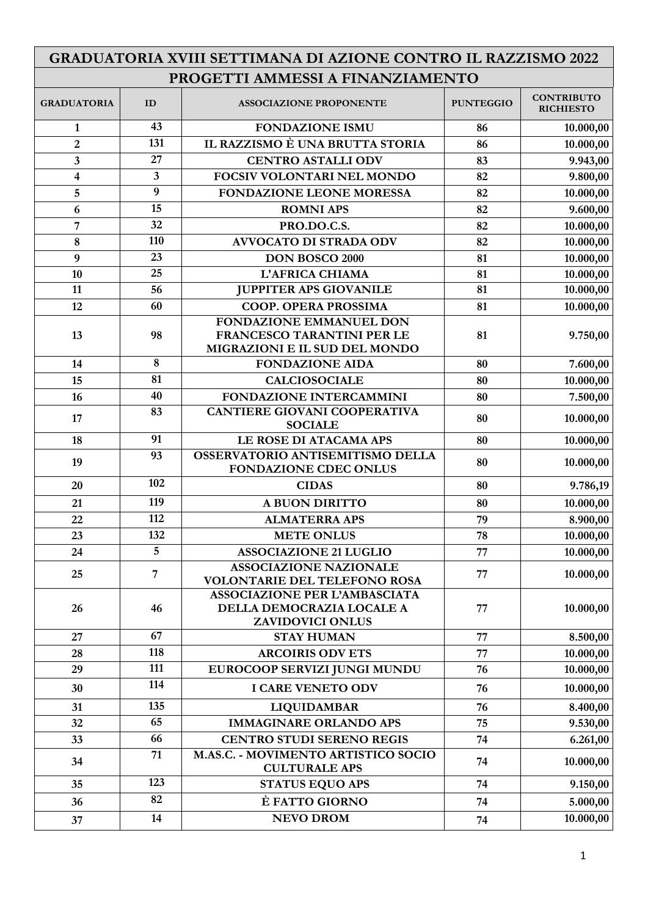| GRADUATORIA XVIII SETTIMANA DI AZIONE CONTRO IL RAZZISMO 2022 | | | | |
|---|---|---|---|---|
| PROGETTI AMMESSI A FINANZIAMENTO | | | | |
| **GRADUATORIA** | **ID** | **ASSOCIAZIONE PROPONENTE** | **PUNTEGGIO** | **CONTRIBUTO RICHIESTO** |
| 1 | 43 | FONDAZIONE ISMU | 86 | 10.000,00 |
| 2 | 131 | IL RAZZISMO È UNA BRUTTA STORIA | 86 | 10.000,00 |
| 3 | 27 | CENTRO ASTALLI ODV | 83 | 9.943,00 |
| 4 | 3 | FOCSIV VOLONTARI NEL MONDO | 82 | 9.800,00 |
| 5 | 9 | FONDAZIONE LEONE MORESSA | 82 | 10.000,00 |
| 6 | 15 | ROMNI APS | 82 | 9.600,00 |
| 7 | 32 | PRO.DO.C.S. | 82 | 10.000,00 |
| 8 | 110 | AVVOCATO DI STRADA ODV | 82 | 10.000,00 |
| 9 | 23 | DON BOSCO 2000 | 81 | 10.000,00 |
| 10 | 25 | L'AFRICA CHIAMA | 81 | 10.000,00 |
| 11 | 56 | JUPPITER APS GIOVANILE | 81 | 10.000,00 |
| 12 | 60 | COOP. OPERA PROSSIMA | 81 | 10.000,00 |
| 13 | 98 | FONDAZIONE EMMANUEL DON FRANCESCO TARANTINI PER LE MIGRAZIONI E IL SUD DEL MONDO | 81 | 9.750,00 |
| 14 | 8 | FONDAZIONE AIDA | 80 | 7.600,00 |
| 15 | 81 | CALCIOSOCIALE | 80 | 10.000,00 |
| 16 | 40 | FONDAZIONE INTERCAMMINI | 80 | 7.500,00 |
| 17 | 83 | CANTIERE GIOVANI COOPERATIVA SOCIALE | 80 | 10.000,00 |
| 18 | 91 | LE ROSE DI ATACAMA APS | 80 | 10.000,00 |
| 19 | 93 | OSSERVATORIO ANTISEMITISMO DELLA FONDAZIONE CDEC ONLUS | 80 | 10.000,00 |
| 20 | 102 | CIDAS | 80 | 9.786,19 |
| 21 | 119 | A BUON DIRITTO | 80 | 10.000,00 |
| 22 | 112 | ALMATERRA APS | 79 | 8.900,00 |
| 23 | 132 | METE ONLUS | 78 | 10.000,00 |
| 24 | 5 | ASSOCIAZIONE 21 LUGLIO | 77 | 10.000,00 |
| 25 | 7 | ASSOCIAZIONE NAZIONALE VOLONTARIE DEL TELEFONO ROSA | 77 | 10.000,00 |
| 26 | 46 | ASSOCIAZIONE PER L'AMBASCIATA DELLA DEMOCRAZIA LOCALE A ZAVIDOVICI ONLUS | 77 | 10.000,00 |
| 27 | 67 | STAY HUMAN | 77 | 8.500,00 |
| 28 | 118 | ARCOIRIS ODV ETS | 77 | 10.000,00 |
| 29 | 111 | EUROCOOP SERVIZI JUNGI MUNDU | 76 | 10.000,00 |
| 30 | 114 | I CARE VENETO ODV | 76 | 10.000,00 |
| 31 | 135 | LIQUIDAMBAR | 76 | 8.400,00 |
| 32 | 65 | IMMAGINARE ORLANDO APS | 75 | 9.530,00 |
| 33 | 66 | CENTRO STUDI SERENO REGIS | 74 | 6.261,00 |
| 34 | 71 | M.AS.C. - MOVIMENTO ARTISTICO SOCIO CULTURALE APS | 74 | 10.000,00 |
| 35 | 123 | STATUS EQUO APS | 74 | 9.150,00 |
| 36 | 82 | È FATTO GIORNO | 74 | 5.000,00 |
| 37 | 14 | NEVO DROM | 74 | 10.000,00 |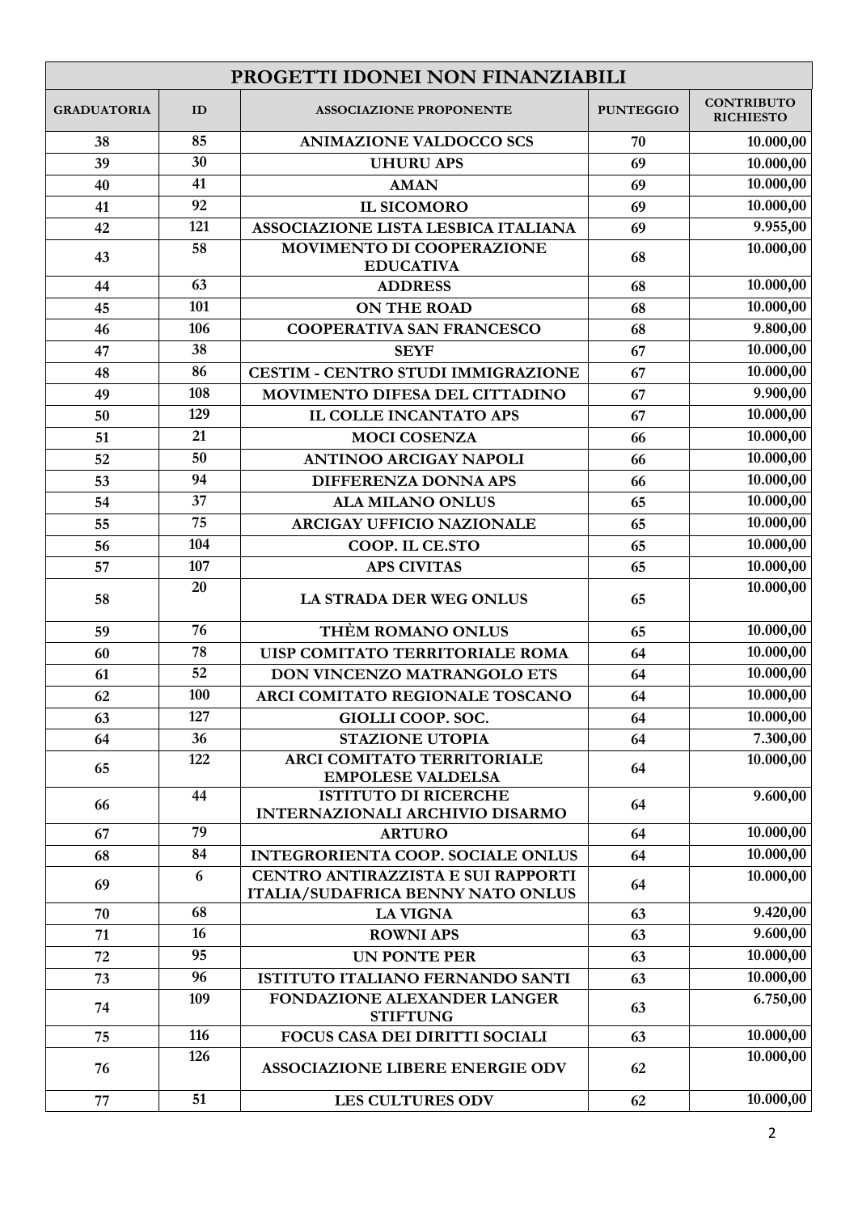| PROGETTI IDONEI NON FINANZIABILI | | | | |
|---|---|---|---|---|
| **GRADUATORIA** | **ID** | **ASSOCIAZIONE PROPONENTE** | **PUNTEGGIO** | **CONTRIBUTO RICHIESTO** |
| 38 | 85 | ANIMAZIONE VALDOCCO SCS | 70 | 10.000,00 |
| 39 | 30 | UHURU APS | 69 | 10.000,00 |
| 40 | 41 | AMAN | 69 | 10.000,00 |
| 41 | 92 | IL SICOMORO | 69 | 10.000,00 |
| 42 | 121 | ASSOCIAZIONE LISTA LESBICA ITALIANA | 69 | 9.955,00 |
| 43 | 58 | MOVIMENTO DI COOPERAZIONE EDUCATIVA | 68 | 10.000,00 |
| 44 | 63 | ADDRESS | 68 | 10.000,00 |
| 45 | 101 | ON THE ROAD | 68 | 10.000,00 |
| 46 | 106 | COOPERATIVA SAN FRANCESCO | 68 | 9.800,00 |
| 47 | 38 | SEYF | 67 | 10.000,00 |
| 48 | 86 | CESTIM - CENTRO STUDI IMMIGRAZIONE | 67 | 10.000,00 |
| 49 | 108 | MOVIMENTO DIFESA DEL CITTADINO | 67 | 9.900,00 |
| 50 | 129 | IL COLLE INCANTATO APS | 67 | 10.000,00 |
| 51 | 21 | MOCI COSENZA | 66 | 10.000,00 |
| 52 | 50 | ANTINOO ARCIGAY NAPOLI | 66 | 10.000,00 |
| 53 | 94 | DIFFERENZA DONNA APS | 66 | 10.000,00 |
| 54 | 37 | ALA MILANO ONLUS | 65 | 10.000,00 |
| 55 | 75 | ARCIGAY UFFICIO NAZIONALE | 65 | 10.000,00 |
| 56 | 104 | COOP. IL CE.STO | 65 | 10.000,00 |
| 57 | 107 | APS CIVITAS | 65 | 10.000,00 |
| 58 | 20 | LA STRADA DER WEG ONLUS | 65 | 10.000,00 |
| 59 | 76 | THÈM ROMANO ONLUS | 65 | 10.000,00 |
| 60 | 78 | UISP COMITATO TERRITORIALE ROMA | 64 | 10.000,00 |
| 61 | 52 | DON VINCENZO MATRANGOLO ETS | 64 | 10.000,00 |
| 62 | 100 | ARCI COMITATO REGIONALE TOSCANO | 64 | 10.000,00 |
| 63 | 127 | GIOLLI COOP. SOC. | 64 | 10.000,00 |
| 64 | 36 | STAZIONE UTOPIA | 64 | 7.300,00 |
| 65 | 122 | ARCI COMITATO TERRITORIALE EMPOLESE VALDELSA | 64 | 10.000,00 |
| 66 | 44 | ISTITUTO DI RICERCHE INTERNAZIONALI ARCHIVIO DISARMO | 64 | 9.600,00 |
| 67 | 79 | ARTURO | 64 | 10.000,00 |
| 68 | 84 | INTEGRORIENTA COOP. SOCIALE ONLUS | 64 | 10.000,00 |
| 69 | 6 | CENTRO ANTIRAZZISTA E SUI RAPPORTI ITALIA/SUDAFRICA BENNY NATO ONLUS | 64 | 10.000,00 |
| 70 | 68 | LA VIGNA | 63 | 9.420,00 |
| 71 | 16 | ROWNI APS | 63 | 9.600,00 |
| 72 | 95 | UN PONTE PER | 63 | 10.000,00 |
| 73 | 96 | ISTITUTO ITALIANO FERNANDO SANTI | 63 | 10.000,00 |
| 74 | 109 | FONDAZIONE ALEXANDER LANGER STIFTUNG | 63 | 6.750,00 |
| 75 | 116 | FOCUS CASA DEI DIRITTI SOCIALI | 63 | 10.000,00 |
| 76 | 126 | ASSOCIAZIONE LIBERE ENERGIE ODV | 62 | 10.000,00 |
| 77 | 51 | LES CULTURES ODV | 62 | 10.000,00 |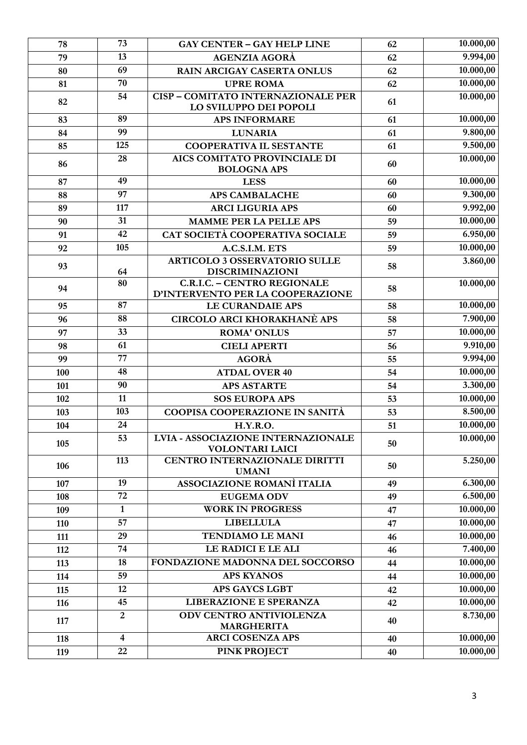| 78 | 73 | GAY CENTER – GAY HELP LINE | 62 | 10.000,00 |
|---|---|---|---|---|
| 79 | 13 | AGENZIA AGORÀ | 62 | 9.994,00 |
| 80 | 69 | RAIN ARCIGAY CASERTA ONLUS | 62 | 10.000,00 |
| 81 | 70 | UPRE ROMA | 62 | 10.000,00 |
| 82 | 54 | CISP – COMITATO INTERNAZIONALE PER LO SVILUPPO DEI POPOLI | 61 | 10.000,00 |
| 83 | 89 | APS INFORMARE | 61 | 10.000,00 |
| 84 | 99 | LUNARIA | 61 | 9.800,00 |
| 85 | 125 | COOPERATIVA IL SESTANTE | 61 | 9.500,00 |
| 86 | 28 | AICS COMITATO PROVINCIALE DI BOLOGNA APS | 60 | 10.000,00 |
| 87 | 49 | LESS | 60 | 10.000,00 |
| 88 | 97 | APS CAMBALACHE | 60 | 9.300,00 |
| 89 | 117 | ARCI LIGURIA APS | 60 | 9.992,00 |
| 90 | 31 | MAMME PER LA PELLE APS | 59 | 10.000,00 |
| 91 | 42 | CAT SOCIETÀ COOPERATIVA SOCIALE | 59 | 6.950,00 |
| 92 | 105 | A.C.S.I.M. ETS | 59 | 10.000,00 |
| 93 | 64 | ARTICOLO 3 OSSERVATORIO SULLE DISCRIMINAZIONI | 58 | 3.860,00 |
| 94 | 80 | C.R.I.C. – CENTRO REGIONALE D'INTERVENTO PER LA COOPERAZIONE | 58 | 10.000,00 |
| 95 | 87 | LE CURANDAIE APS | 58 | 10.000,00 |
| 96 | 88 | CIRCOLO ARCI KHORAKHANÈ APS | 58 | 7.900,00 |
| 97 | 33 | ROMA' ONLUS | 57 | 10.000,00 |
| 98 | 61 | CIELI APERTI | 56 | 9.910,00 |
| 99 | 77 | AGORÀ | 55 | 9.994,00 |
| 100 | 48 | ATDAL OVER 40 | 54 | 10.000,00 |
| 101 | 90 | APS ASTARTE | 54 | 3.300,00 |
| 102 | 11 | SOS EUROPA APS | 53 | 10.000,00 |
| 103 | 103 | COOPISA COOPERAZIONE IN SANITÀ | 53 | 8.500,00 |
| 104 | 24 | H.Y.R.O. | 51 | 10.000,00 |
| 105 | 53 | LVIA - ASSOCIAZIONE INTERNAZIONALE VOLONTARI LAICI | 50 | 10.000,00 |
| 106 | 113 | CENTRO INTERNAZIONALE DIRITTI UMANI | 50 | 5.250,00 |
| 107 | 19 | ASSOCIAZIONE ROMANÌ ITALIA | 49 | 6.300,00 |
| 108 | 72 | EUGEMA ODV | 49 | 6.500,00 |
| 109 | 1 | WORK IN PROGRESS | 47 | 10.000,00 |
| 110 | 57 | LIBELLULA | 47 | 10.000,00 |
| 111 | 29 | TENDIAMO LE MANI | 46 | 10.000,00 |
| 112 | 74 | LE RADICI E LE ALI | 46 | 7.400,00 |
| 113 | 18 | FONDAZIONE MADONNA DEL SOCCORSO | 44 | 10.000,00 |
| 114 | 59 | APS KYANOS | 44 | 10.000,00 |
| 115 | 12 | APS GAYCS LGBT | 42 | 10.000,00 |
| 116 | 45 | LIBERAZIONE E SPERANZA | 42 | 10.000,00 |
| 117 | 2 | ODV CENTRO ANTIVIOLENZA MARGHERITA | 40 | 8.730,00 |
| 118 | 4 | ARCI COSENZA APS | 40 | 10.000,00 |
| 119 | 22 | PINK PROJECT | 40 | 10.000,00 |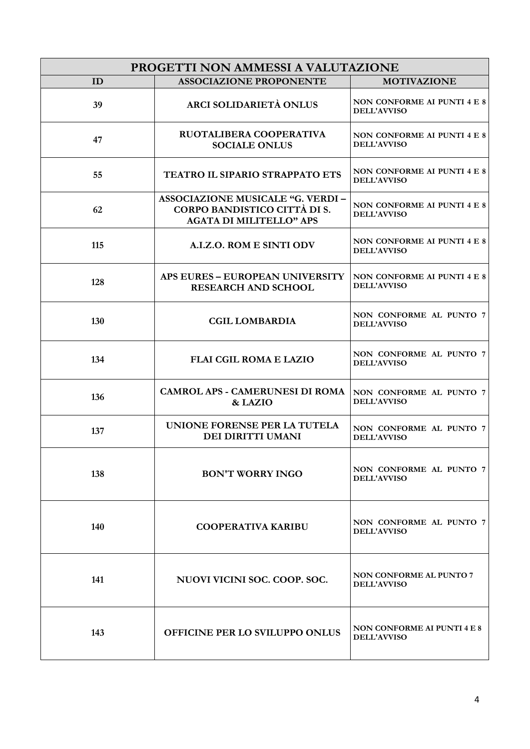| PROGETTI NON AMMESSI A VALUTAZIONE | | |
|---|---|---|
| **ID** | **ASSOCIAZIONE PROPONENTE** | **MOTIVAZIONE** |
| 39 | ARCI SOLIDARIETÀ ONLUS | NON CONFORME AI PUNTI 4 E 8 DELL'AVVISO |
| 47 | RUOTALIBERA COOPERATIVA SOCIALE ONLUS | NON CONFORME AI PUNTI 4 E 8 DELL'AVVISO |
| 55 | TEATRO IL SIPARIO STRAPPATO ETS | NON CONFORME AI PUNTI 4 E 8 DELL'AVVISO |
| 62 | ASSOCIAZIONE MUSICALE "G. VERDI – CORPO BANDISTICO CITTÀ DI S. AGATA DI MILITELLO" APS | NON CONFORME AI PUNTI 4 E 8 DELL'AVVISO |
| 115 | A.I.Z.O. ROM E SINTI ODV | NON CONFORME AI PUNTI 4 E 8 DELL'AVVISO |
| 128 | APS EURES – EUROPEAN UNIVERSITY RESEARCH AND SCHOOL | NON CONFORME AI PUNTI 4 E 8 DELL'AVVISO |
| 130 | CGIL LOMBARDIA | NON CONFORME AL PUNTO 7 DELL'AVVISO |
| 134 | FLAI CGIL ROMA E LAZIO | NON CONFORME AL PUNTO 7 DELL'AVVISO |
| 136 | CAMROL APS - CAMERUNESI DI ROMA & LAZIO | NON CONFORME AL PUNTO 7 DELL'AVVISO |
| 137 | UNIONE FORENSE PER LA TUTELA DEI DIRITTI UMANI | NON CONFORME AL PUNTO 7 DELL'AVVISO |
| 138 | BON'T WORRY INGO | NON CONFORME AL PUNTO 7 DELL'AVVISO |
| 140 | COOPERATIVA KARIBU | NON CONFORME AL PUNTO 7 DELL'AVVISO |
| 141 | NUOVI VICINI SOC. COOP. SOC. | NON CONFORME AL PUNTO 7 DELL'AVVISO |
| 143 | OFFICINE PER LO SVILUPPO ONLUS | NON CONFORME AI PUNTI 4 E 8 DELL'AVVISO |